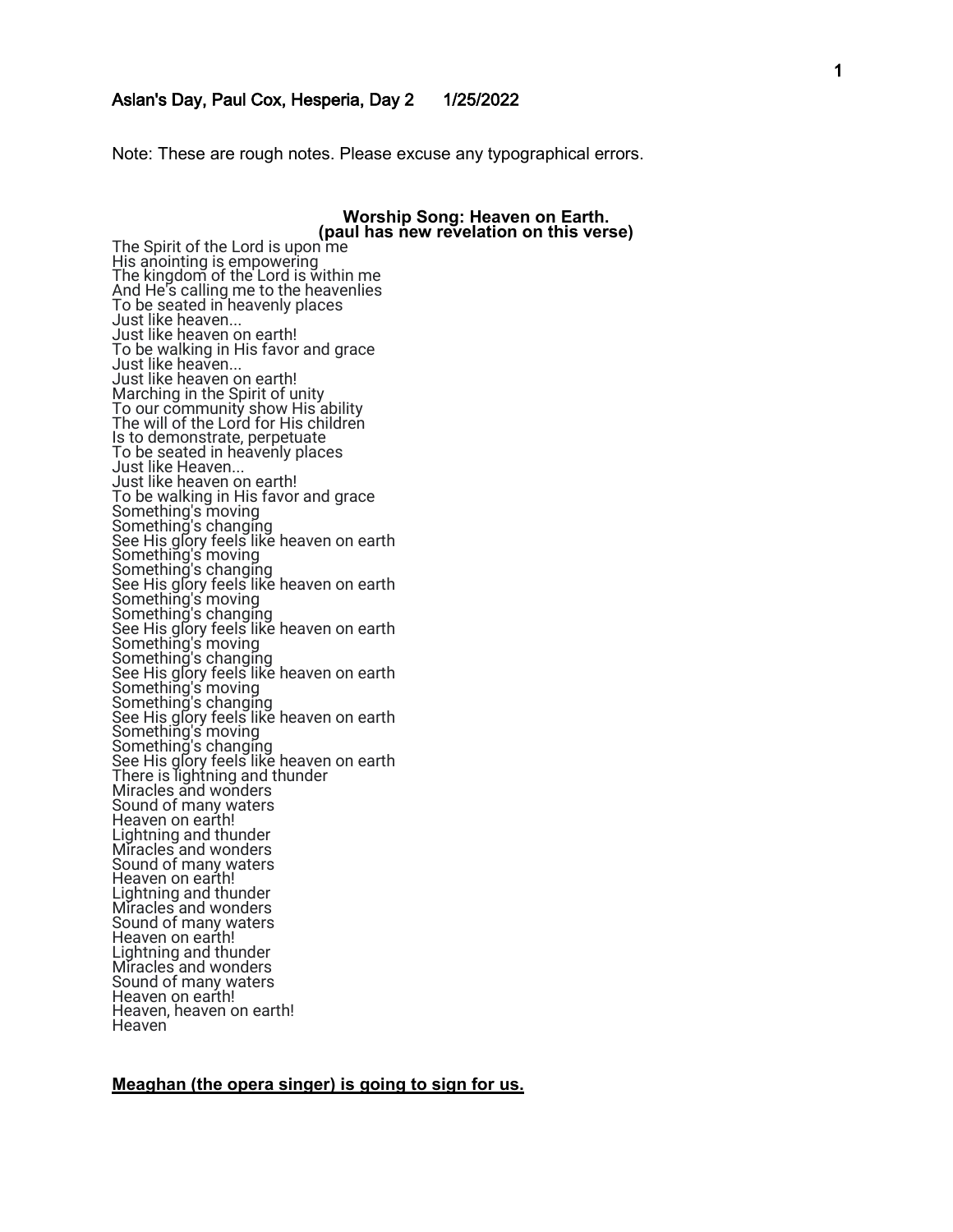**Aslan's Day, Paul Cox, Hesperia, Day 2 1/25/2022**

Note: These are rough notes. Please excuse any typographical errors.

**Worship Song: Heaven on Earth.**
**(paul has new revelation on this verse)**

The Spirit of the Lord is upon me
His anointing is empowering
The kingdom of the Lord is within me
And He's calling me to the heavenlies
To be seated in heavenly places
Just like heaven...
Just like heaven on earth!
To be walking in His favor and grace
Just like heaven...
Just like heaven on earth!
Marching in the Spirit of unity
To our community show His ability
The will of the Lord for His children
Is to demonstrate, perpetuate
To be seated in heavenly places
Just like Heaven...
Just like heaven on earth!
To be walking in His favor and grace
Something's moving
Something's changing
See His glory feels like heaven on earth
Something's moving
Something's changing
See His glory feels like heaven on earth
Something's moving
Something's changing
See His glory feels like heaven on earth
Something's moving
Something's changing
See His glory feels like heaven on earth
Something's moving
Something's changing
See His glory feels like heaven on earth
Something's moving
Something's changing
See His glory feels like heaven on earth
There is lightning and thunder
Miracles and wonders
Sound of many waters
Heaven on earth!
Lightning and thunder
Miracles and wonders
Sound of many waters
Heaven on earth!
Lightning and thunder
Miracles and wonders
Sound of many waters
Heaven on earth!
Lightning and thunder
Miracles and wonders
Sound of many waters
Heaven on earth!
Heaven, heaven on earth!
Heaven

**Meaghan (the opera singer) is going to sign for us.**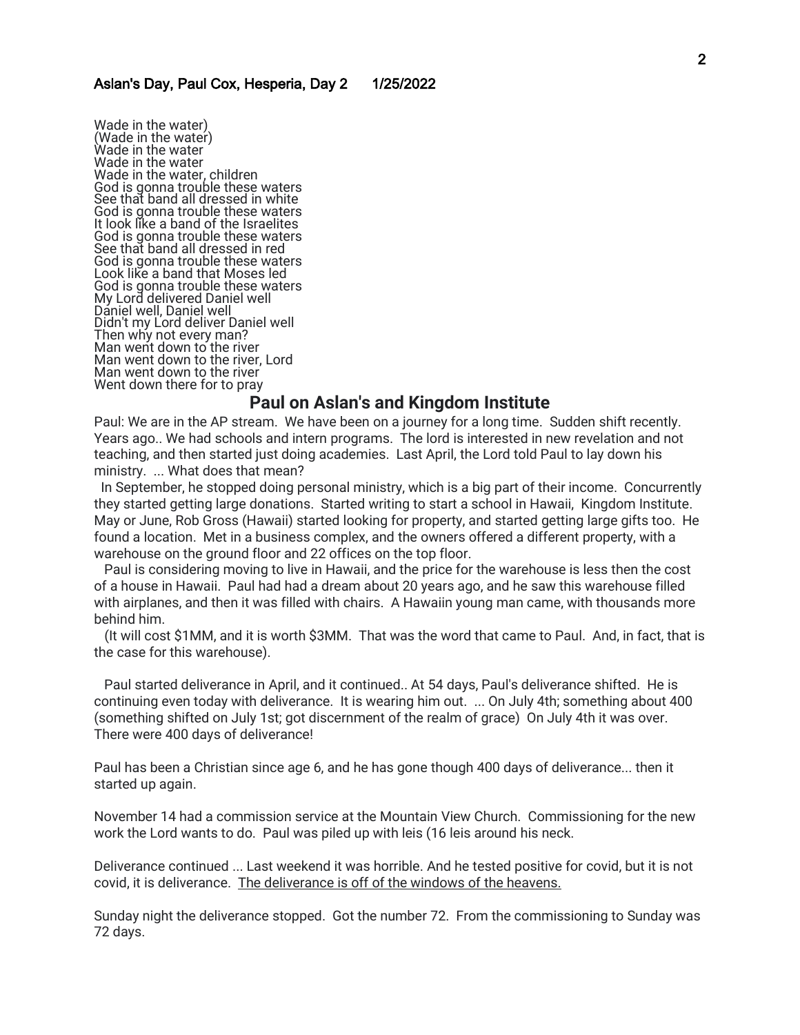Wade in the water)
(Wade in the water)
Wade in the water
Wade in the water
Wade in the water, children
God is gonna trouble these waters
See that band all dressed in white
God is gonna trouble these waters
It look like a band of the Israelites
God is gonna trouble these waters
See that band all dressed in red
God is gonna trouble these waters
Look like a band that Moses led
God is gonna trouble these waters
My Lord delivered Daniel well
Daniel well, Daniel well
Didn't my Lord deliver Daniel well
Then why not every man?
Man went down to the river
Man went down to the river, Lord
Man went down to the river
Went down there for to pray

## Paul on Aslan's and Kingdom Institute

Paul: We are in the AP stream. We have been on a journey for a long time. Sudden shift recently. Years ago.. We had schools and intern programs. The lord is interested in new revelation and not teaching, and then started just doing academies. Last April, the Lord told Paul to lay down his ministry. ... What does that mean?

In September, he stopped doing personal ministry, which is a big part of their income. Concurrently they started getting large donations. Started writing to start a school in Hawaii, Kingdom Institute. May or June, Rob Gross (Hawaii) started looking for property, and started getting large gifts too. He found a location. Met in a business complex, and the owners offered a different property, with a warehouse on the ground floor and 22 offices on the top floor.

Paul is considering moving to live in Hawaii, and the price for the warehouse is less then the cost of a house in Hawaii. Paul had had a dream about 20 years ago, and he saw this warehouse filled with airplanes, and then it was filled with chairs. A Hawaiin young man came, with thousands more behind him.

(It will cost $1MM, and it is worth $3MM. That was the word that came to Paul. And, in fact, that is the case for this warehouse).

Paul started deliverance in April, and it continued.. At 54 days, Paul's deliverance shifted. He is continuing even today with deliverance. It is wearing him out. ... On July 4th; something about 400 (something shifted on July 1st; got discernment of the realm of grace) On July 4th it was over. There were 400 days of deliverance!

Paul has been a Christian since age 6, and he has gone though 400 days of deliverance... then it started up again.

November 14 had a commission service at the Mountain View Church. Commissioning for the new work the Lord wants to do. Paul was piled up with leis (16 leis around his neck.

Deliverance continued ... Last weekend it was horrible. And he tested positive for covid, but it is not covid, it is deliverance. <u>The deliverance is off of the windows of the heavens.</u>

Sunday night the deliverance stopped. Got the number 72. From the commissioning to Sunday was 72 days.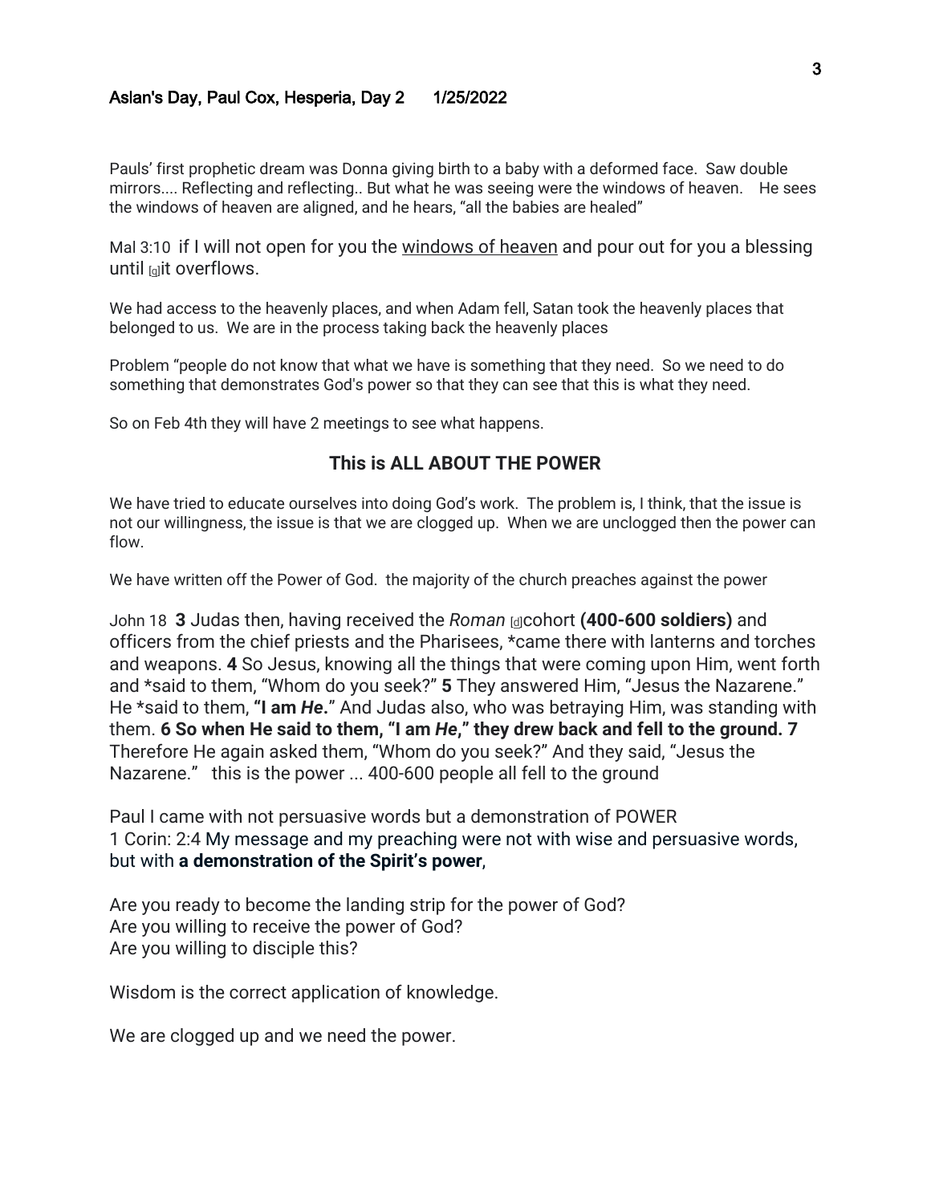Pauls' first prophetic dream was Donna giving birth to a baby with a deformed face. Saw double mirrors.... Reflecting and reflecting.. But what he was seeing were the windows of heaven. He sees the windows of heaven are aligned, and he hears, "all the babies are healed"

Mal 3:10 if I will not open for you the windows of heaven and pour out for you a blessing until [g]it overflows.

We had access to the heavenly places, and when Adam fell, Satan took the heavenly places that belonged to us. We are in the process taking back the heavenly places

Problem "people do not know that what we have is something that they need. So we need to do something that demonstrates God's power so that they can see that this is what they need.

So on Feb 4th they will have 2 meetings to see what happens.

### This is ALL ABOUT THE POWER

We have tried to educate ourselves into doing God's work. The problem is, I think, that the issue is not our willingness, the issue is that we are clogged up. When we are unclogged then the power can flow.

We have written off the Power of God. the majority of the church preaches against the power

John 18 **3** Judas then, having received the *Roman* [d]cohort **(400-600 soldiers)** and officers from the chief priests and the Pharisees, *came there with lanterns and torches and weapons. **4** So Jesus, knowing all the things that were coming upon Him, went forth and *said to them, "Whom do you seek?" **5** They answered Him, "Jesus the Nazarene." He *said to them, **"I am *He*."** And Judas also, who was betraying Him, was standing with them. **6 So when He said to them, "I am *He*," they drew back and fell to the ground. 7** Therefore He again asked them, "Whom do you seek?" And they said, "Jesus the Nazarene." this is the power ... 400-600 people all fell to the ground

Paul I came with not persuasive words but a demonstration of POWER
1 Corin: 2:4 My message and my preaching were not with wise and persuasive words, but with **a demonstration of the Spirit's power**,

Are you ready to become the landing strip for the power of God?
Are you willing to receive the power of God?
Are you willing to disciple this?

Wisdom is the correct application of knowledge.

We are clogged up and we need the power.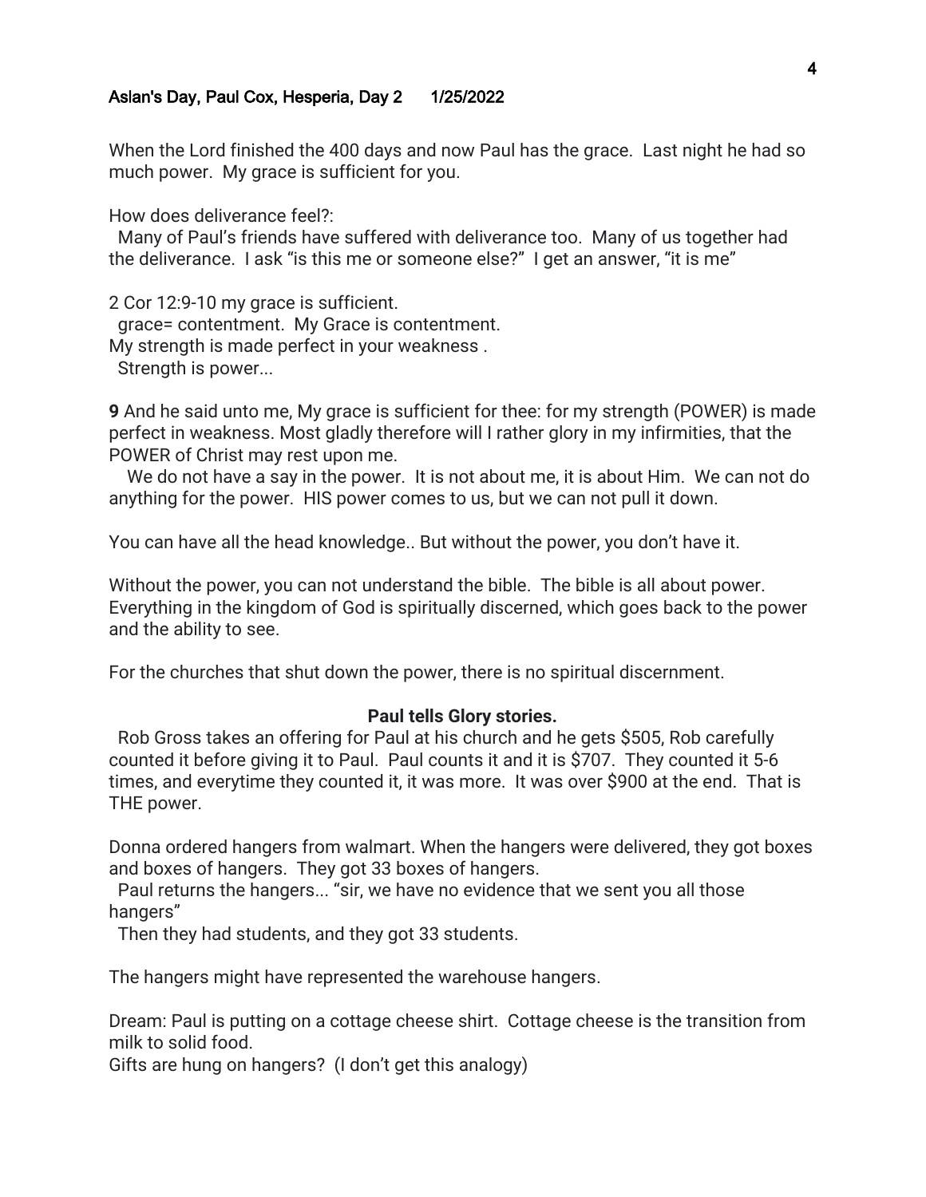When the Lord finished the 400 days and now Paul has the grace. Last night he had so much power. My grace is sufficient for you.

How does deliverance feel?:

Many of Paul's friends have suffered with deliverance too. Many of us together had the deliverance. I ask "is this me or someone else?" I get an answer, "it is me"

2 Cor 12:9-10 my grace is sufficient.

grace= contentment. My Grace is contentment.

My strength is made perfect in your weakness .

Strength is power...

**9** And he said unto me, My grace is sufficient for thee: for my strength (POWER) is made perfect in weakness. Most gladly therefore will I rather glory in my infirmities, that the POWER of Christ may rest upon me.

We do not have a say in the power. It is not about me, it is about Him. We can not do anything for the power. HIS power comes to us, but we can not pull it down.

You can have all the head knowledge.. But without the power, you don't have it.

Without the power, you can not understand the bible. The bible is all about power. Everything in the kingdom of God is spiritually discerned, which goes back to the power and the ability to see.

For the churches that shut down the power, there is no spiritual discernment.

**Paul tells Glory stories.**

Rob Gross takes an offering for Paul at his church and he gets $505, Rob carefully counted it before giving it to Paul. Paul counts it and it is $707. They counted it 5-6 times, and everytime they counted it, it was more. It was over $900 at the end. That is THE power.

Donna ordered hangers from walmart. When the hangers were delivered, they got boxes and boxes of hangers. They got 33 boxes of hangers.

Paul returns the hangers... "sir, we have no evidence that we sent you all those hangers"

Then they had students, and they got 33 students.

The hangers might have represented the warehouse hangers.

Dream: Paul is putting on a cottage cheese shirt. Cottage cheese is the transition from milk to solid food.

Gifts are hung on hangers? (I don't get this analogy)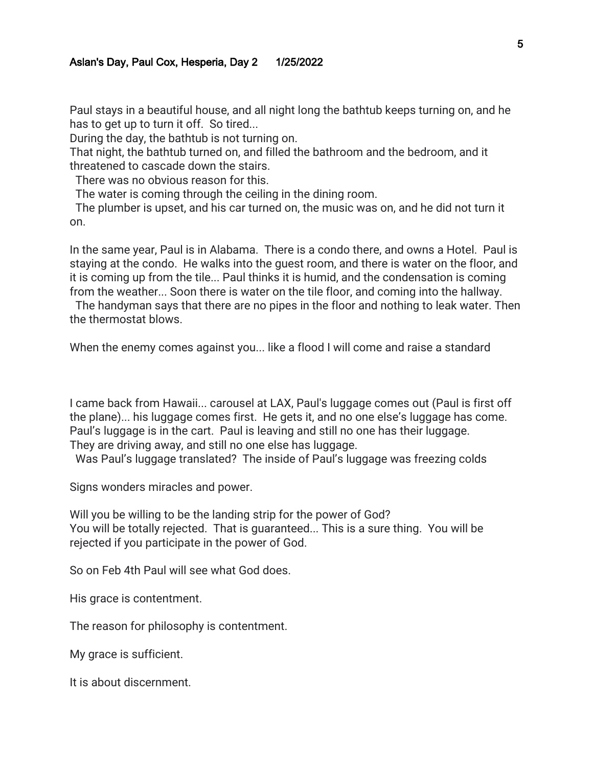**Aslan's Day, Paul Cox, Hesperia, Day 2 1/25/2022**

Paul stays in a beautiful house, and all night long the bathtub keeps turning on, and he has to get up to turn it off. So tired...
During the day, the bathtub is not turning on.
That night, the bathtub turned on, and filled the bathroom and the bedroom, and it threatened to cascade down the stairs.
There was no obvious reason for this.
The water is coming through the ceiling in the dining room.
The plumber is upset, and his car turned on, the music was on, and he did not turn it on.

In the same year, Paul is in Alabama. There is a condo there, and owns a Hotel. Paul is staying at the condo. He walks into the guest room, and there is water on the floor, and it is coming up from the tile... Paul thinks it is humid, and the condensation is coming from the weather... Soon there is water on the tile floor, and coming into the hallway.
The handyman says that there are no pipes in the floor and nothing to leak water. Then the thermostat blows.

When the enemy comes against you... like a flood I will come and raise a standard

I came back from Hawaii... carousel at LAX, Paul's luggage comes out (Paul is first off the plane)... his luggage comes first. He gets it, and no one else's luggage has come. Paul's luggage is in the cart. Paul is leaving and still no one has their luggage. They are driving away, and still no one else has luggage.
Was Paul's luggage translated? The inside of Paul's luggage was freezing colds

Signs wonders miracles and power.

Will you be willing to be the landing strip for the power of God?
You will be totally rejected. That is guaranteed... This is a sure thing. You will be rejected if you participate in the power of God.

So on Feb 4th Paul will see what God does.

His grace is contentment.

The reason for philosophy is contentment.

My grace is sufficient.

It is about discernment.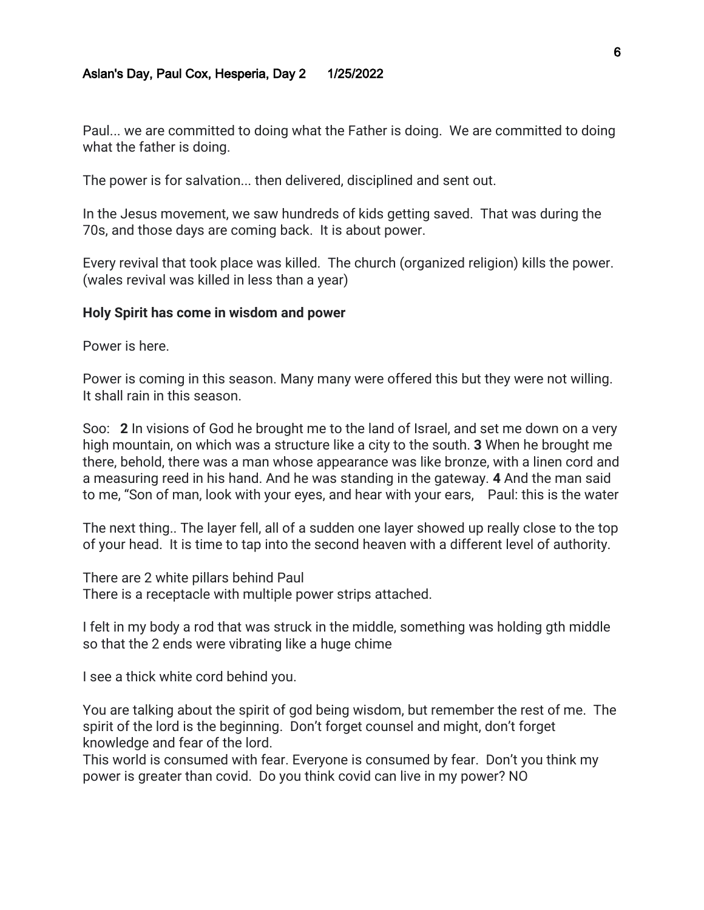Paul... we are committed to doing what the Father is doing.  We are committed to doing what the father is doing.

The power is for salvation... then delivered, disciplined and sent out.

In the Jesus movement, we saw hundreds of kids getting saved.  That was during the 70s, and those days are coming back.  It is about power.

Every revival that took place was killed.  The church (organized religion) kills the power. (wales revival was killed in less than a year)

**Holy Spirit has come in wisdom and power**

Power is here.

Power is coming in this season. Many many were offered this but they were not willing. It shall rain in this season.

Soo:   **2** In visions of God he brought me to the land of Israel, and set me down on a very high mountain, on which was a structure like a city to the south. **3** When he brought me there, behold, there was a man whose appearance was like bronze, with a linen cord and a measuring reed in his hand. And he was standing in the gateway. **4** And the man said to me, "Son of man, look with your eyes, and hear with your ears,    Paul: this is the water

The next thing.. The layer fell, all of a sudden one layer showed up really close to the top of your head.  It is time to tap into the second heaven with a different level of authority.

There are 2 white pillars behind Paul
There is a receptacle with multiple power strips attached.

I felt in my body a rod that was struck in the middle, something was holding gth middle so that the 2 ends were vibrating like a huge chime

I see a thick white cord behind you.

You are talking about the spirit of god being wisdom, but remember the rest of me.  The spirit of the lord is the beginning.  Don't forget counsel and might, don't forget knowledge and fear of the lord.
This world is consumed with fear. Everyone is consumed by fear.  Don't you think my power is greater than covid.  Do you think covid can live in my power? NO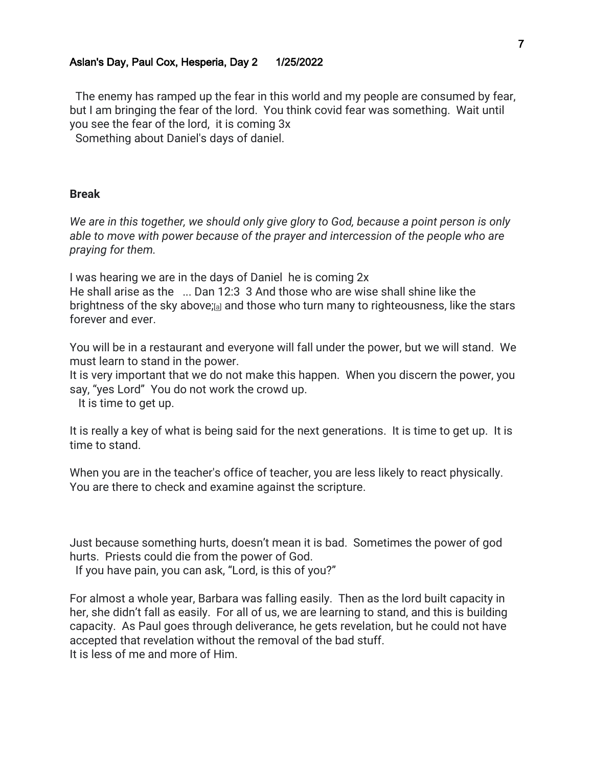The enemy has ramped up the fear in this world and my people are consumed by fear, but I am bringing the fear of the lord. You think covid fear was something. Wait until you see the fear of the lord, it is coming 3x

Something about Daniel's days of daniel.

**Break**

*We are in this together, we should only give glory to God, because a point person is only able to move with power because of the prayer and intercession of the people who are praying for them.*

I was hearing we are in the days of Daniel he is coming 2x

He shall arise as the ... Dan 12:3 3 And those who are wise shall shine like the brightness of the sky above;[a] and those who turn many to righteousness, like the stars forever and ever.

You will be in a restaurant and everyone will fall under the power, but we will stand. We must learn to stand in the power.

It is very important that we do not make this happen. When you discern the power, you say, “yes Lord” You do not work the crowd up.

It is time to get up.

It is really a key of what is being said for the next generations. It is time to get up. It is time to stand.

When you are in the teacher's office of teacher, you are less likely to react physically. You are there to check and examine against the scripture.

Just because something hurts, doesn’t mean it is bad. Sometimes the power of god hurts. Priests could die from the power of God.

If you have pain, you can ask, “Lord, is this of you?”

For almost a whole year, Barbara was falling easily. Then as the lord built capacity in her, she didn’t fall as easily. For all of us, we are learning to stand, and this is building capacity. As Paul goes through deliverance, he gets revelation, but he could not have accepted that revelation without the removal of the bad stuff.

It is less of me and more of Him.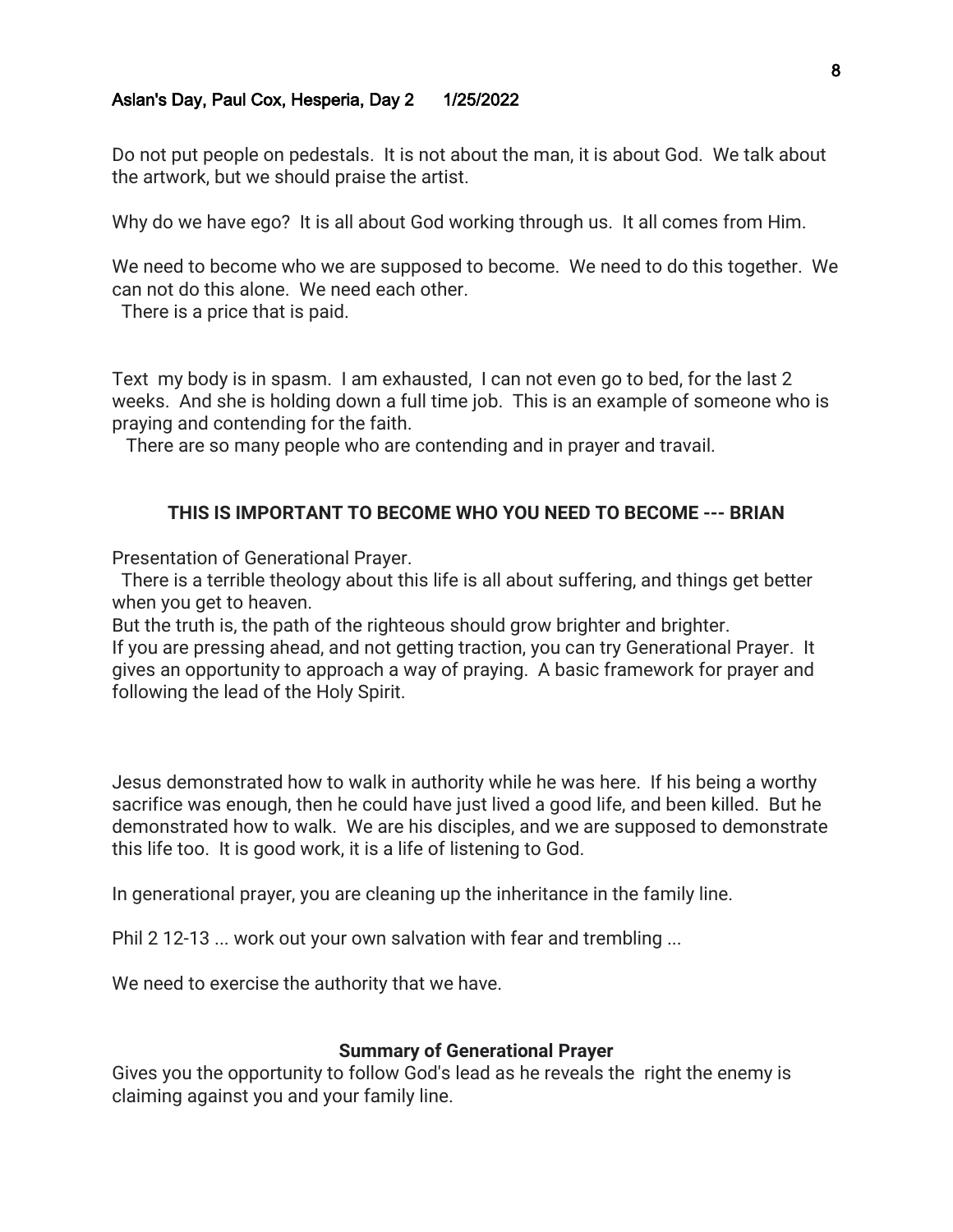Do not put people on pedestals. It is not about the man, it is about God. We talk about the artwork, but we should praise the artist.

Why do we have ego? It is all about God working through us. It all comes from Him.

We need to become who we are supposed to become. We need to do this together. We can not do this alone. We need each other.
There is a price that is paid.

Text my body is in spasm. I am exhausted, I can not even go to bed, for the last 2 weeks. And she is holding down a full time job. This is an example of someone who is praying and contending for the faith.
There are so many people who are contending and in prayer and travail.

**THIS IS IMPORTANT TO BECOME WHO YOU NEED TO BECOME --- BRIAN**

Presentation of Generational Prayer.
There is a terrible theology about this life is all about suffering, and things get better when you get to heaven.
But the truth is, the path of the righteous should grow brighter and brighter.
If you are pressing ahead, and not getting traction, you can try Generational Prayer. It gives an opportunity to approach a way of praying. A basic framework for prayer and following the lead of the Holy Spirit.

Jesus demonstrated how to walk in authority while he was here. If his being a worthy sacrifice was enough, then he could have just lived a good life, and been killed. But he demonstrated how to walk. We are his disciples, and we are supposed to demonstrate this life too. It is good work, it is a life of listening to God.

In generational prayer, you are cleaning up the inheritance in the family line.

Phil 2 12-13 ... work out your own salvation with fear and trembling ...

We need to exercise the authority that we have.

**Summary of Generational Prayer**

Gives you the opportunity to follow God's lead as he reveals the right the enemy is claiming against you and your family line.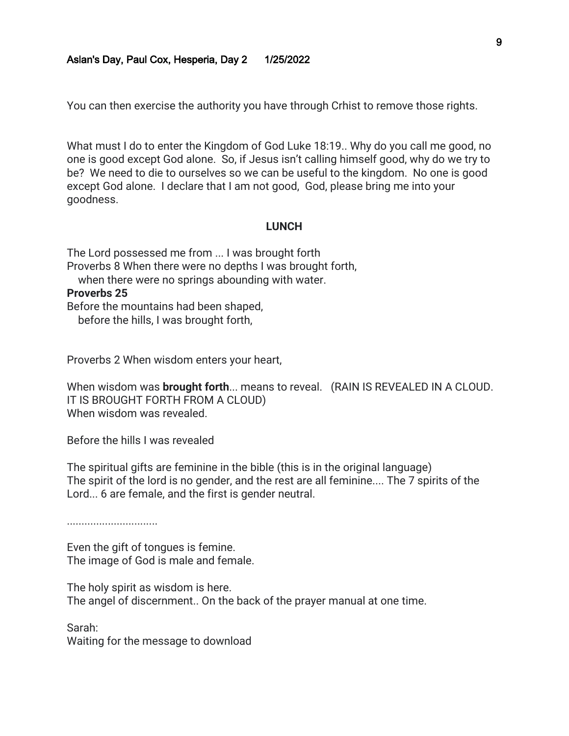You can then exercise the authority you have through Crhist to remove those rights.

What must I do to enter the Kingdom of God Luke 18:19.. Why do you call me good, no one is good except God alone. So, if Jesus isn't calling himself good, why do we try to be? We need to die to ourselves so we can be useful to the kingdom. No one is good except God alone. I declare that I am not good, God, please bring me into your goodness.

**LUNCH**

The Lord possessed me from ... I was brought forth
Proverbs 8 When there were no depths I was brought forth,
when there were no springs abounding with water.

**Proverbs 25**

Before the mountains had been shaped,
before the hills, I was brought forth,

Proverbs 2 When wisdom enters your heart,

When wisdom was **brought forth**... means to reveal. (RAIN IS REVEALED IN A CLOUD. IT IS BROUGHT FORTH FROM A CLOUD)
When wisdom was revealed.

Before the hills I was revealed

The spiritual gifts are feminine in the bible (this is in the original language)
The spirit of the lord is no gender, and the rest are all feminine.... The 7 spirits of the Lord... 6 are female, and the first is gender neutral.

...............................

Even the gift of tongues is femine.
The image of God is male and female.

The holy spirit as wisdom is here.
The angel of discernment.. On the back of the prayer manual at one time.

Sarah:
Waiting for the message to download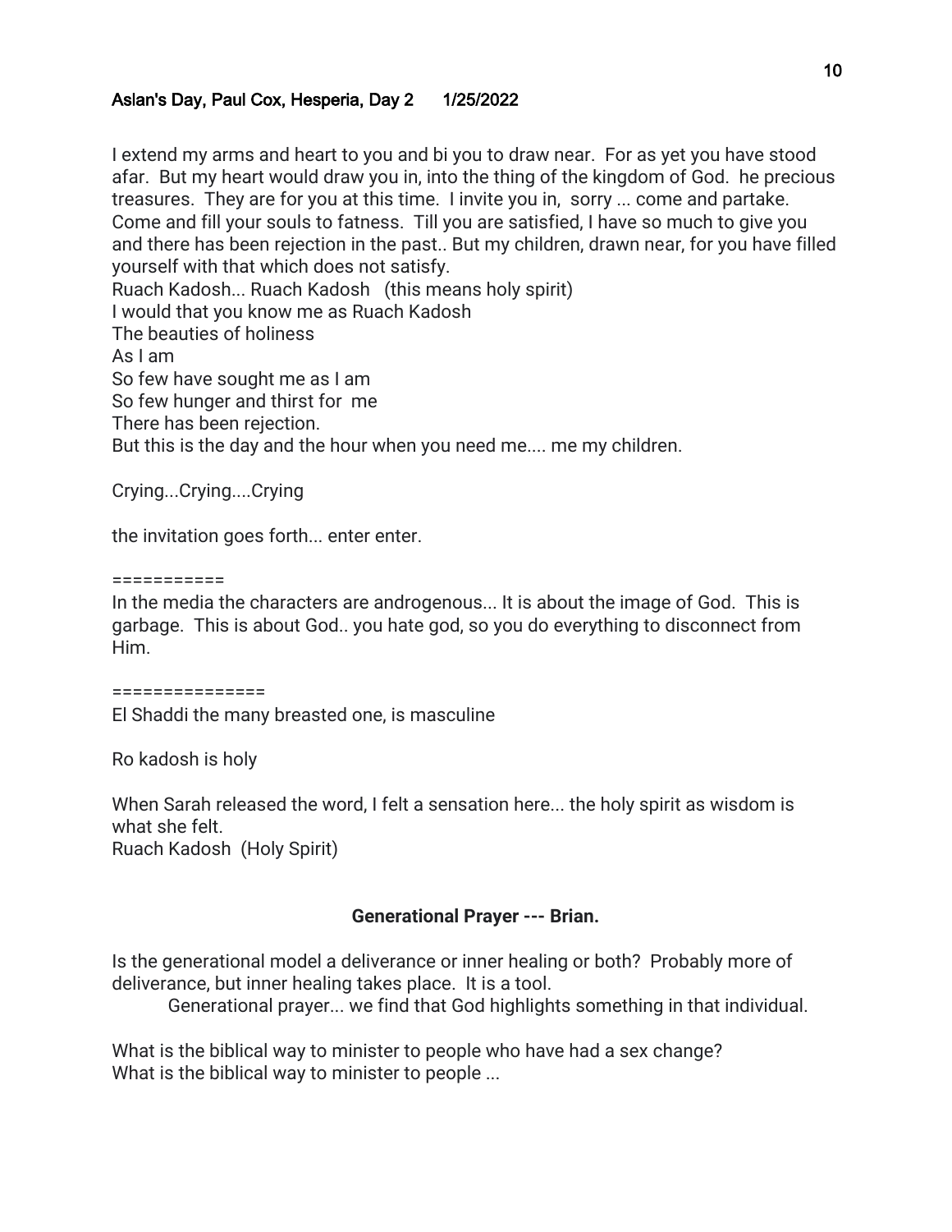Aslan's Day, Paul Cox, Hesperia, Day 2     1/25/2022

I extend my arms and heart to you and bi you to draw near. For as yet you have stood afar. But my heart would draw you in, into the thing of the kingdom of God. he precious treasures. They are for you at this time. I invite you in, sorry ... come and partake. Come and fill your souls to fatness. Till you are satisfied, I have so much to give you and there has been rejection in the past.. But my children, drawn near, for you have filled yourself with that which does not satisfy.
Ruach Kadosh... Ruach Kadosh  (this means holy spirit)
I would that you know me as Ruach Kadosh
The beauties of holiness
As I am
So few have sought me as I am
So few hunger and thirst for me
There has been rejection.
But this is the day and the hour when you need me.... me my children.

Crying...Crying....Crying

the invitation goes forth... enter enter.

===========

In the media the characters are androgenous... It is about the image of God. This is garbage. This is about God.. you hate god, so you do everything to disconnect from Him.

===============

El Shaddi the many breasted one, is masculine

Ro kadosh is holy

When Sarah released the word, I felt a sensation here... the holy spirit as wisdom is what she felt.
Ruach Kadosh  (Holy Spirit)

**Generational Prayer --- Brian.**

Is the generational model a deliverance or inner healing or both? Probably more of deliverance, but inner healing takes place. It is a tool.
Generational prayer... we find that God highlights something in that individual.

What is the biblical way to minister to people who have had a sex change?
What is the biblical way to minister to people ...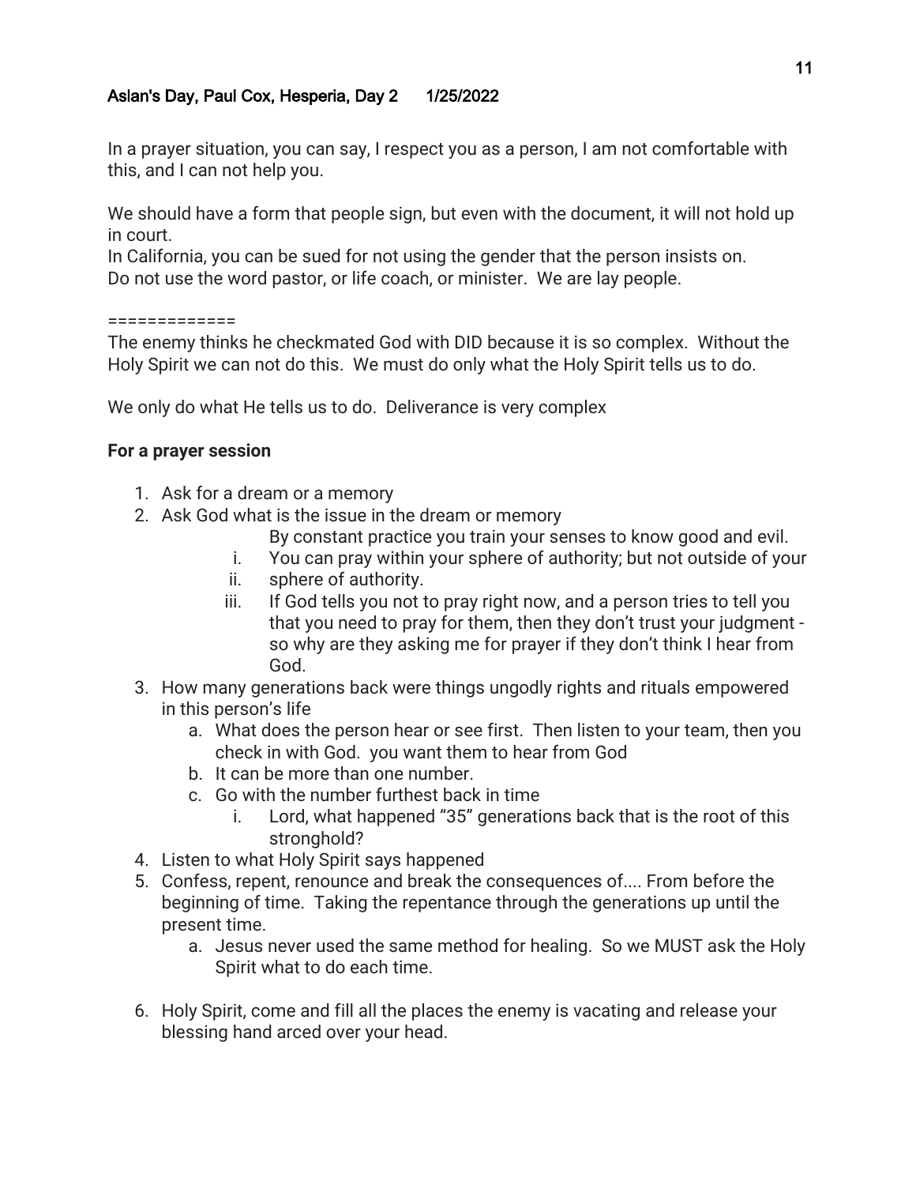Aslan's Day, Paul Cox, Hesperia, Day 2 1/25/2022

In a prayer situation, you can say, I respect you as a person, I am not comfortable with this, and I can not help you.

We should have a form that people sign, but even with the document, it will not hold up in court.
In California, you can be sued for not using the gender that the person insists on.
Do not use the word pastor, or life coach, or minister. We are lay people.

=============

The enemy thinks he checkmated God with DID because it is so complex. Without the Holy Spirit we can not do this. We must do only what the Holy Spirit tells us to do.

We only do what He tells us to do. Deliverance is very complex

**For a prayer session**

1. Ask for a dream or a memory
2. Ask God what is the issue in the dream or memory
   By constant practice you train your senses to know good and evil.
   i. You can pray within your sphere of authority; but not outside of your
   ii. sphere of authority.
   iii. If God tells you not to pray right now, and a person tries to tell you that you need to pray for them, then they don't trust your judgment - so why are they asking me for prayer if they don't think I hear from God.
3. How many generations back were things ungodly rights and rituals empowered in this person's life
   a. What does the person hear or see first. Then listen to your team, then you check in with God. you want them to hear from God
   b. It can be more than one number.
   c. Go with the number furthest back in time
      i. Lord, what happened "35" generations back that is the root of this stronghold?
4. Listen to what Holy Spirit says happened
5. Confess, repent, renounce and break the consequences of.... From before the beginning of time. Taking the repentance through the generations up until the present time.
   a. Jesus never used the same method for healing. So we MUST ask the Holy Spirit what to do each time.
6. Holy Spirit, come and fill all the places the enemy is vacating and release your blessing hand arced over your head.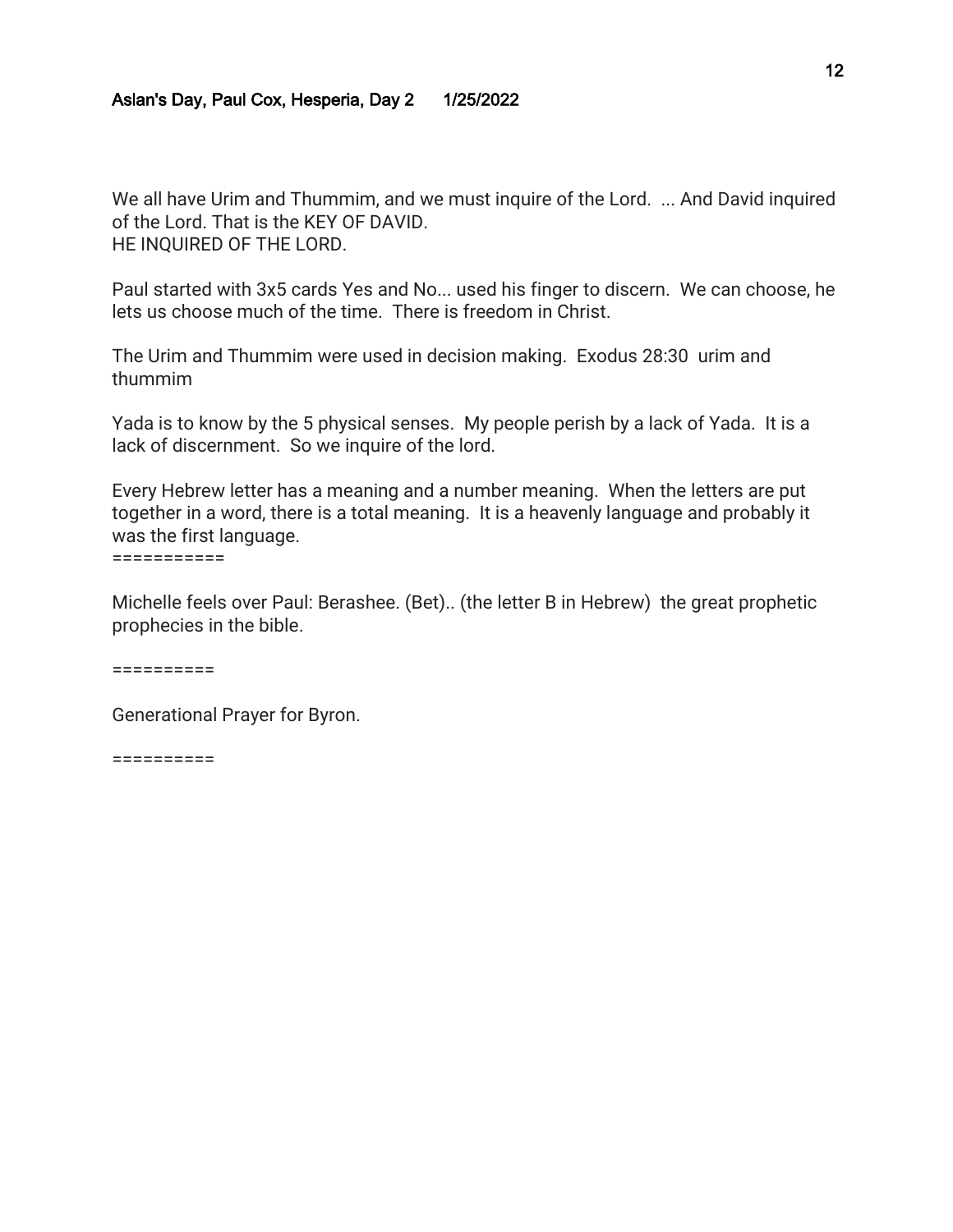We all have Urim and Thummim, and we must inquire of the Lord. ... And David inquired of the Lord. That is the KEY OF DAVID.
HE INQUIRED OF THE LORD.

Paul started with 3x5 cards Yes and No... used his finger to discern. We can choose, he lets us choose much of the time. There is freedom in Christ.

The Urim and Thummim were used in decision making. Exodus 28:30 urim and thummim

Yada is to know by the 5 physical senses. My people perish by a lack of Yada. It is a lack of discernment. So we inquire of the lord.

Every Hebrew letter has a meaning and a number meaning. When the letters are put together in a word, there is a total meaning. It is a heavenly language and probably it was the first language.
===========

Michelle feels over Paul: Berashee. (Bet).. (the letter B in Hebrew) the great prophetic prophecies in the bible.

==========

Generational Prayer for Byron.

==========